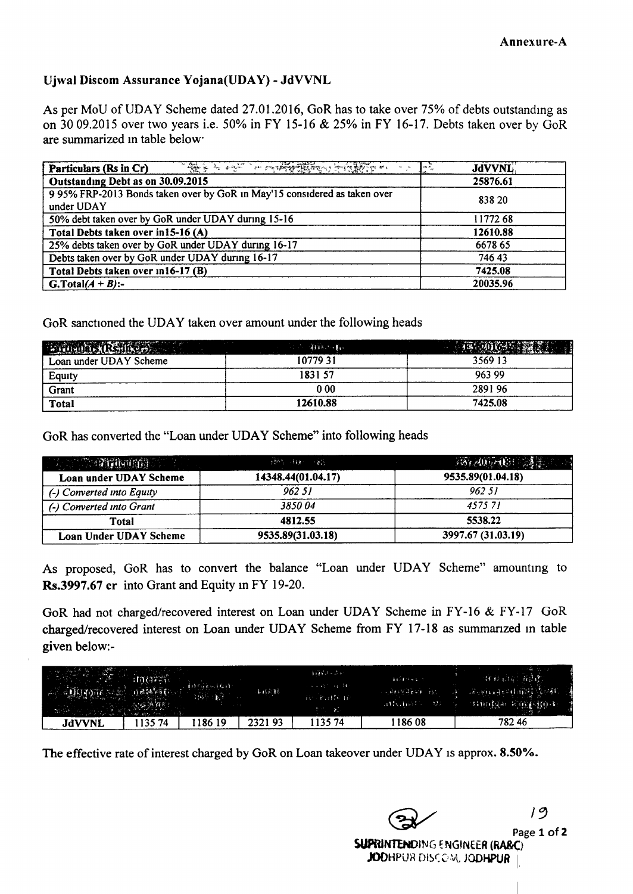**Annexure-A**

**Ujwal Discom Assurance Yojana(UDAY) - JdVVNL**

As per MoU of UDAY Scheme dated 27.01.2016, GoR has to take over 75% of debts outstanding as on 30.09.2015 over two years i.e. 50% in FY 15-16 & 25% in FY 16-17. Debts taken over by GoR are summarized in table below:

| **Particulars (Rs in Cr)** | **JdVVNL** |
|---|---|
| **Outstanding Debt as on 30.09.2015** | **25876.61** |
| 9.95% FRP-2013 Bonds taken over by GoR in May'15 considered as taken over under UDAY | 838.20 |
| 50% debt taken over by GoR under UDAY during 15-16 | 11772.68 |
| **Total Debts taken over in15-16 (A)** | **12610.88** |
| 25% debts taken over by GoR under UDAY during 16-17 | 6678.65 |
| Debts taken over by GoR under UDAY during 16-17 | 746.43 |
| **Total Debts taken over in16-17 (B)** | **7425.08** |
| **G.Total(*A + B*):-** | **20035.96** |

GoR sanctioned the UDAY taken over amount under the following heads

| **Particulars (Rs in Cr)** | **FY 15-16** | **FY 2016-17** |
|---|---|---|
| Loan under UDAY Scheme | 10779.31 | 3569.13 |
| Equity | 1831.57 | 963.99 |
| Grant | 0.00 | 2891.96 |
| **Total** | **12610.88** | **7425.08** |

GoR has converted the "Loan under UDAY Scheme" into following heads

| **Particulars** | **FY 2017-18** | **FY 2018-19** |
|---|---|---|
| **Loan under UDAY Scheme** | **14348.44(01.04.17)** | **9535.89(01.04.18)** |
| *(-) Converted into Equity* | *962.51* | *962.51* |
| *(-) Converted into Grant* | *3850.04* | *4575.71* |
| **Total** | **4812.55** | **5538.22** |
| **Loan Under UDAY Scheme** | **9535.89(31.03.18)** | **3997.67 (31.03.19)** |

As proposed, GoR has to convert the balance "Loan under UDAY Scheme" amounting to **Rs.3997.67 cr** into Grant and Equity in FY 19-20.

GoR had not charged/recovered interest on Loan under UDAY Scheme in FY-16 & FY-17. GoR charged/recovered interest on Loan under UDAY Scheme from FY 17-18 as summarized in table given below:-

| **Discom** | **Interest charged FY 17-18** | **Interest FY 18-19** | **Total** | **Interest recovered in FY 17-18** | **Interest recovered in FY 18-19** | **Balance interest to be recovered** |
|---|---|---|---|---|---|---|
| **JdVVNL** | 1135.74 | 1186.19 | 2321.93 | 1135.74 | 1186.08 | 782.46 |

The effective rate of interest charged by GoR on Loan takeover under UDAY is approx. **8.50%.**

**SUPERINTENDING ENGINEER (RA&C)**
**JODHPUR DISCOM, JODHPUR**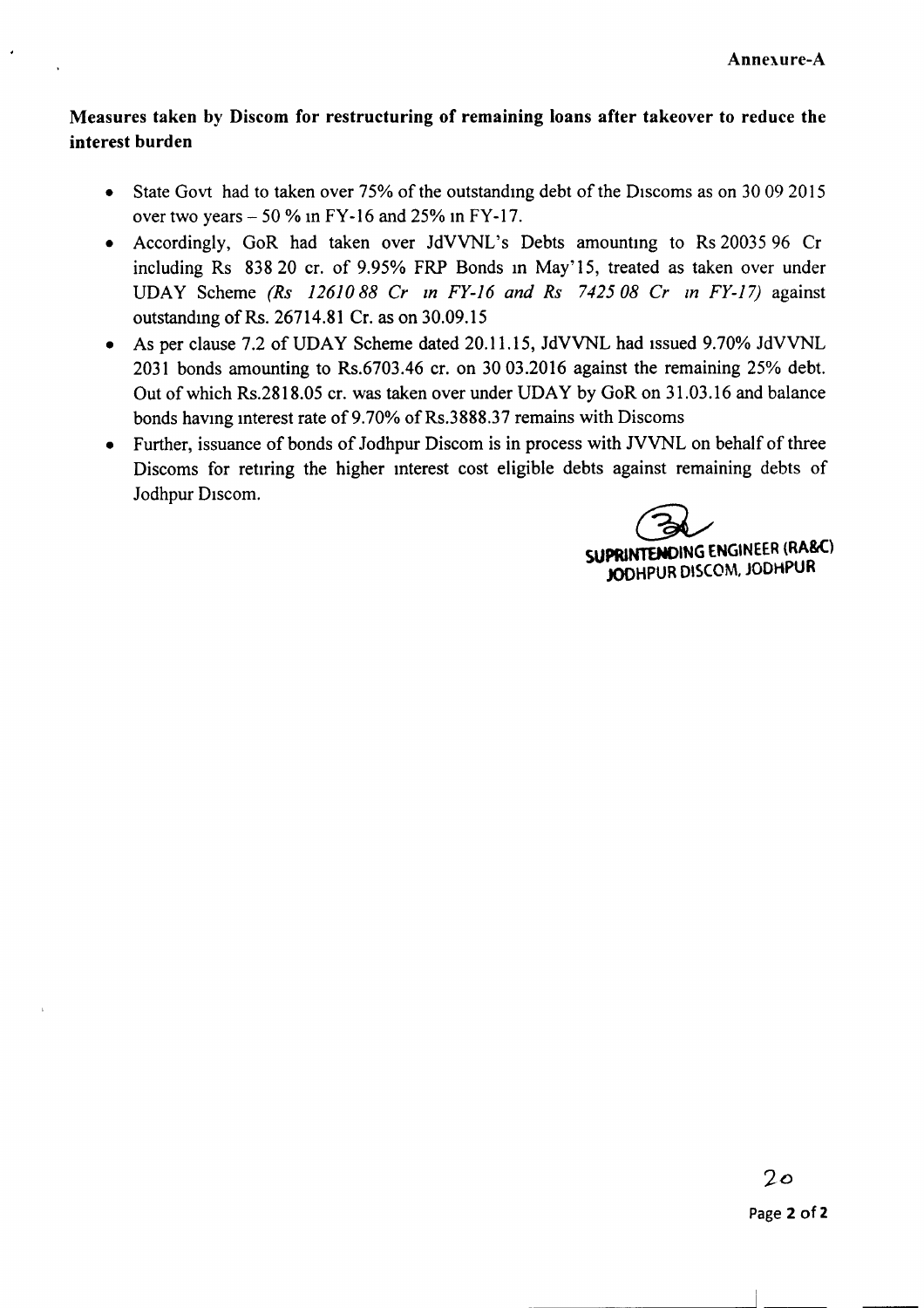**Annexure-A**

**Measures taken by Discom for restructuring of remaining loans after takeover to reduce the interest burden**

- State Govt had to taken over 75% of the outstanding debt of the Discoms as on 30 09 2015 over two years – 50 % in FY-16 and 25% in FY-17.
- Accordingly, GoR had taken over JdVVNL's Debts amounting to Rs 20035 96 Cr including Rs 838 20 cr. of 9.95% FRP Bonds in May'15, treated as taken over under UDAY Scheme *(Rs 12610 88 Cr in FY-16 and Rs 7425 08 Cr in FY-17)* against outstanding of Rs. 26714.81 Cr. as on 30.09.15
- As per clause 7.2 of UDAY Scheme dated 20.11.15, JdVVNL had issued 9.70% JdVVNL 2031 bonds amounting to Rs.6703.46 cr. on 30 03.2016 against the remaining 25% debt. Out of which Rs.2818.05 cr. was taken over under UDAY by GoR on 31.03.16 and balance bonds having interest rate of 9.70% of Rs.3888.37 remains with Discoms
- Further, issuance of bonds of Jodhpur Discom is in process with JVVNL on behalf of three Discoms for retiring the higher interest cost eligible debts against remaining debts of Jodhpur Discom.

**SUPRINTENDING ENGINEER (RA&C)**
**JODHPUR DISCOM, JODHPUR**